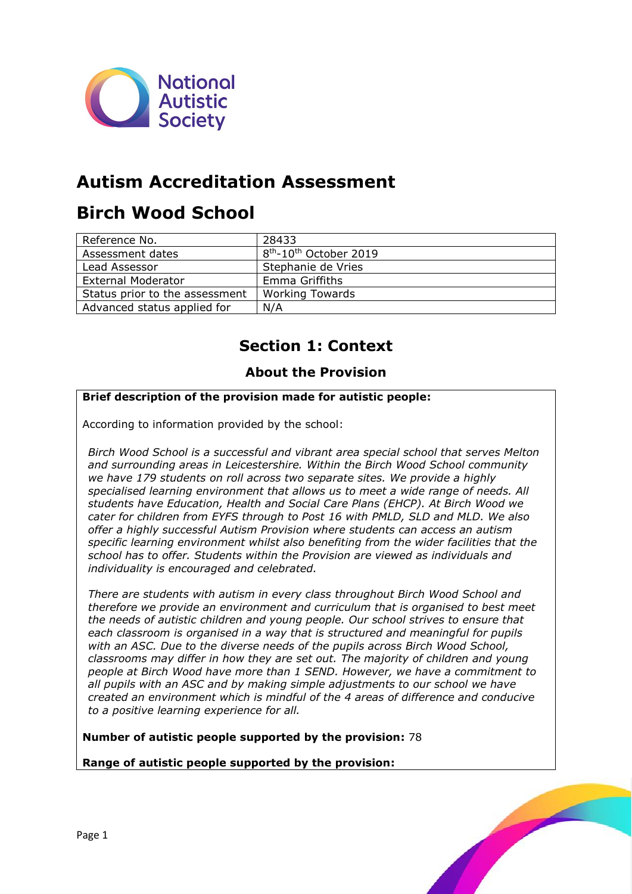National Autistic Society

# Autism Accreditation Assessment

# Birch Wood School

| | |
|---|---|
| Reference No. | 28433 |
| Assessment dates | 8th-10th October 2019 |
| Lead Assessor | Stephanie de Vries |
| External Moderator | Emma Griffiths |
| Status prior to the assessment | Working Towards |
| Advanced status applied for | N/A |

## Section 1: Context

### About the Provision

**Brief description of the provision made for autistic people:**

According to information provided by the school:

*Birch Wood School is a successful and vibrant area special school that serves Melton and surrounding areas in Leicestershire. Within the Birch Wood School community we have 179 students on roll across two separate sites. We provide a highly specialised learning environment that allows us to meet a wide range of needs. All students have Education, Health and Social Care Plans (EHCP). At Birch Wood we cater for children from EYFS through to Post 16 with PMLD, SLD and MLD. We also offer a highly successful Autism Provision where students can access an autism specific learning environment whilst also benefiting from the wider facilities that the school has to offer. Students within the Provision are viewed as individuals and individuality is encouraged and celebrated.*

*There are students with autism in every class throughout Birch Wood School and therefore we provide an environment and curriculum that is organised to best meet the needs of autistic children and young people. Our school strives to ensure that each classroom is organised in a way that is structured and meaningful for pupils with an ASC. Due to the diverse needs of the pupils across Birch Wood School, classrooms may differ in how they are set out. The majority of children and young people at Birch Wood have more than 1 SEND. However, we have a commitment to all pupils with an ASC and by making simple adjustments to our school we have created an environment which is mindful of the 4 areas of difference and conducive to a positive learning experience for all.*

**Number of autistic people supported by the provision:** 78

**Range of autistic people supported by the provision:**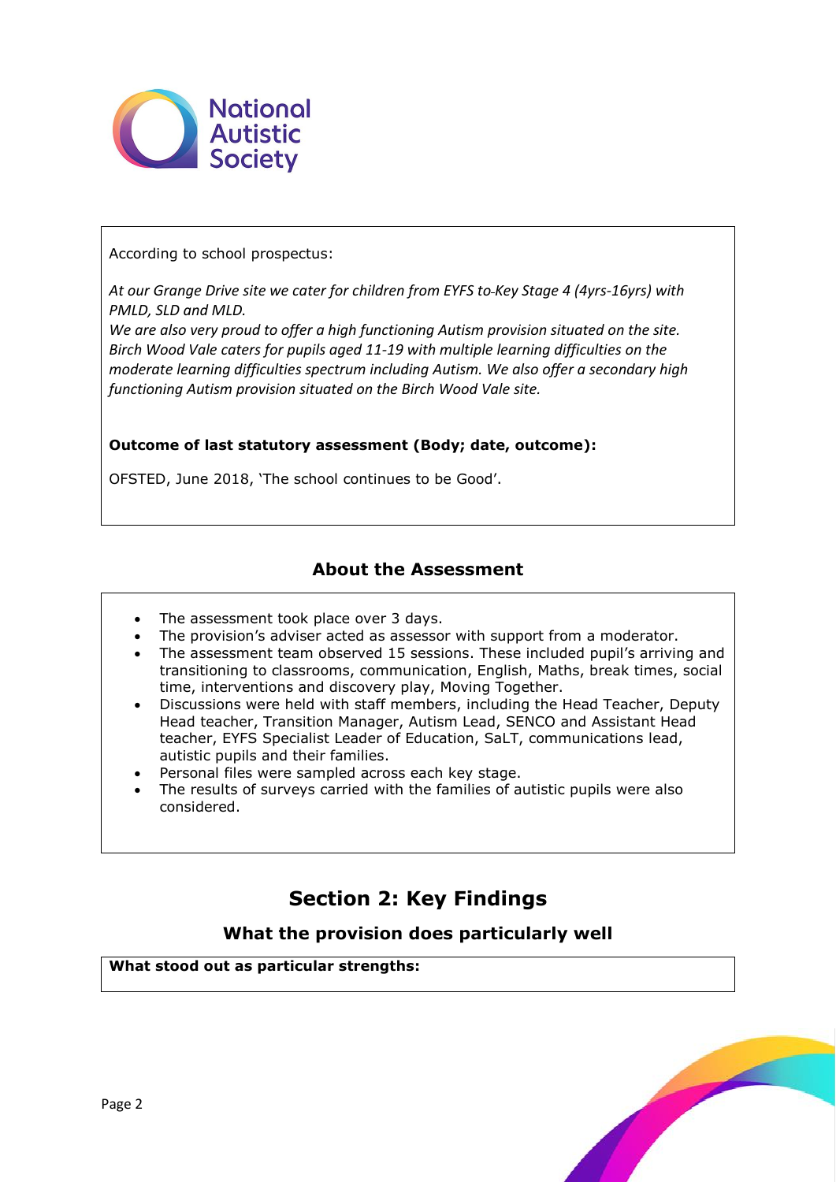According to school prospectus:

*At our Grange Drive site we cater for children from EYFS to Key Stage 4 (4yrs-16yrs) with PMLD, SLD and MLD.*
*We are also very proud to offer a high functioning Autism provision situated on the site. Birch Wood Vale caters for pupils aged 11-19 with multiple learning difficulties on the moderate learning difficulties spectrum including Autism. We also offer a secondary high functioning Autism provision situated on the Birch Wood Vale site.*

**Outcome of last statutory assessment (Body; date, outcome):**

OFSTED, June 2018, 'The school continues to be Good'.

### About the Assessment

- The assessment took place over 3 days.
- The provision's adviser acted as assessor with support from a moderator.
- The assessment team observed 15 sessions. These included pupil's arriving and transitioning to classrooms, communication, English, Maths, break times, social time, interventions and discovery play, Moving Together.
- Discussions were held with staff members, including the Head Teacher, Deputy Head teacher, Transition Manager, Autism Lead, SENCO and Assistant Head teacher, EYFS Specialist Leader of Education, SaLT, communications lead, autistic pupils and their families.
- Personal files were sampled across each key stage.
- The results of surveys carried with the families of autistic pupils were also considered.

## Section 2: Key Findings

### What the provision does particularly well

**What stood out as particular strengths:**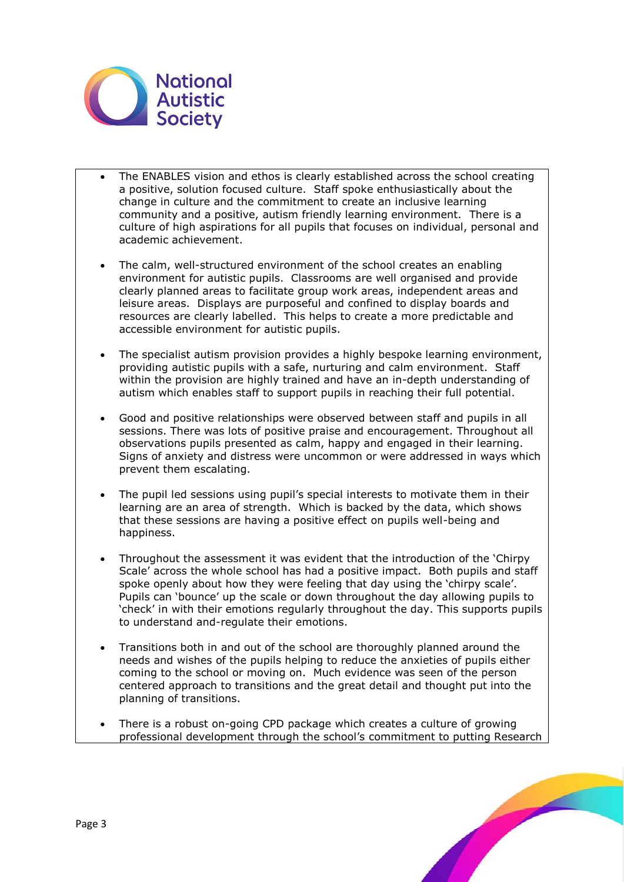- The ENABLES vision and ethos is clearly established across the school creating a positive, solution focused culture. Staff spoke enthusiastically about the change in culture and the commitment to create an inclusive learning community and a positive, autism friendly learning environment. There is a culture of high aspirations for all pupils that focuses on individual, personal and academic achievement.

- The calm, well-structured environment of the school creates an enabling environment for autistic pupils. Classrooms are well organised and provide clearly planned areas to facilitate group work areas, independent areas and leisure areas. Displays are purposeful and confined to display boards and resources are clearly labelled. This helps to create a more predictable and accessible environment for autistic pupils.

- The specialist autism provision provides a highly bespoke learning environment, providing autistic pupils with a safe, nurturing and calm environment. Staff within the provision are highly trained and have an in-depth understanding of autism which enables staff to support pupils in reaching their full potential.

- Good and positive relationships were observed between staff and pupils in all sessions. There was lots of positive praise and encouragement. Throughout all observations pupils presented as calm, happy and engaged in their learning. Signs of anxiety and distress were uncommon or were addressed in ways which prevent them escalating.

- The pupil led sessions using pupil's special interests to motivate them in their learning are an area of strength. Which is backed by the data, which shows that these sessions are having a positive effect on pupils well-being and happiness.

- Throughout the assessment it was evident that the introduction of the 'Chirpy Scale' across the whole school has had a positive impact. Both pupils and staff spoke openly about how they were feeling that day using the 'chirpy scale'. Pupils can 'bounce' up the scale or down throughout the day allowing pupils to 'check' in with their emotions regularly throughout the day. This supports pupils to understand and-regulate their emotions.

- Transitions both in and out of the school are thoroughly planned around the needs and wishes of the pupils helping to reduce the anxieties of pupils either coming to the school or moving on. Much evidence was seen of the person centered approach to transitions and the great detail and thought put into the planning of transitions.

- There is a robust on-going CPD package which creates a culture of growing professional development through the school's commitment to putting Research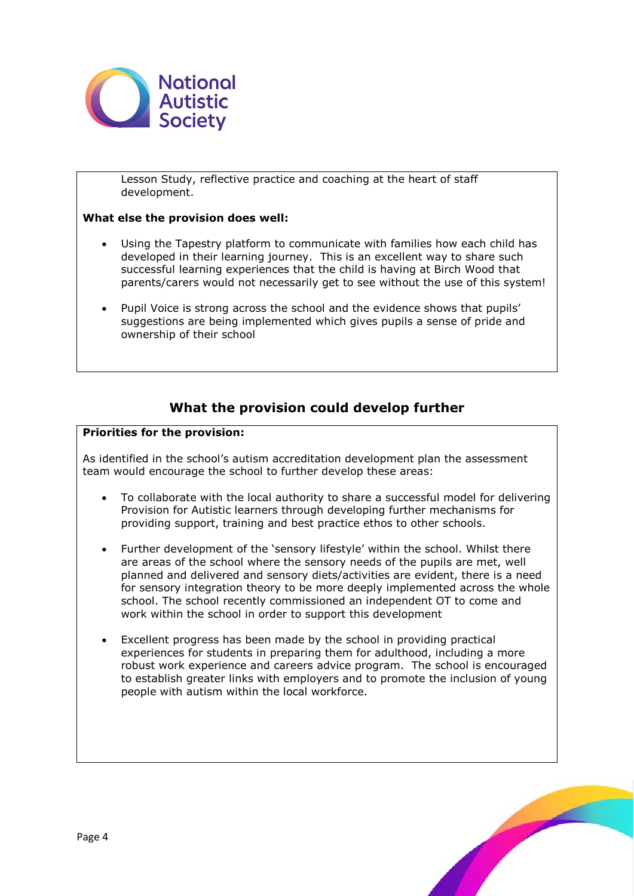Lesson Study, reflective practice and coaching at the heart of staff development.

**What else the provision does well:**

- Using the Tapestry platform to communicate with families how each child has developed in their learning journey. This is an excellent way to share such successful learning experiences that the child is having at Birch Wood that parents/carers would not necessarily get to see without the use of this system!

- Pupil Voice is strong across the school and the evidence shows that pupils' suggestions are being implemented which gives pupils a sense of pride and ownership of their school

## What the provision could develop further

**Priorities for the provision:**

As identified in the school's autism accreditation development plan the assessment team would encourage the school to further develop these areas:

- To collaborate with the local authority to share a successful model for delivering Provision for Autistic learners through developing further mechanisms for providing support, training and best practice ethos to other schools.

- Further development of the 'sensory lifestyle' within the school. Whilst there are areas of the school where the sensory needs of the pupils are met, well planned and delivered and sensory diets/activities are evident, there is a need for sensory integration theory to be more deeply implemented across the whole school. The school recently commissioned an independent OT to come and work within the school in order to support this development

- Excellent progress has been made by the school in providing practical experiences for students in preparing them for adulthood, including a more robust work experience and careers advice program. The school is encouraged to establish greater links with employers and to promote the inclusion of young people with autism within the local workforce.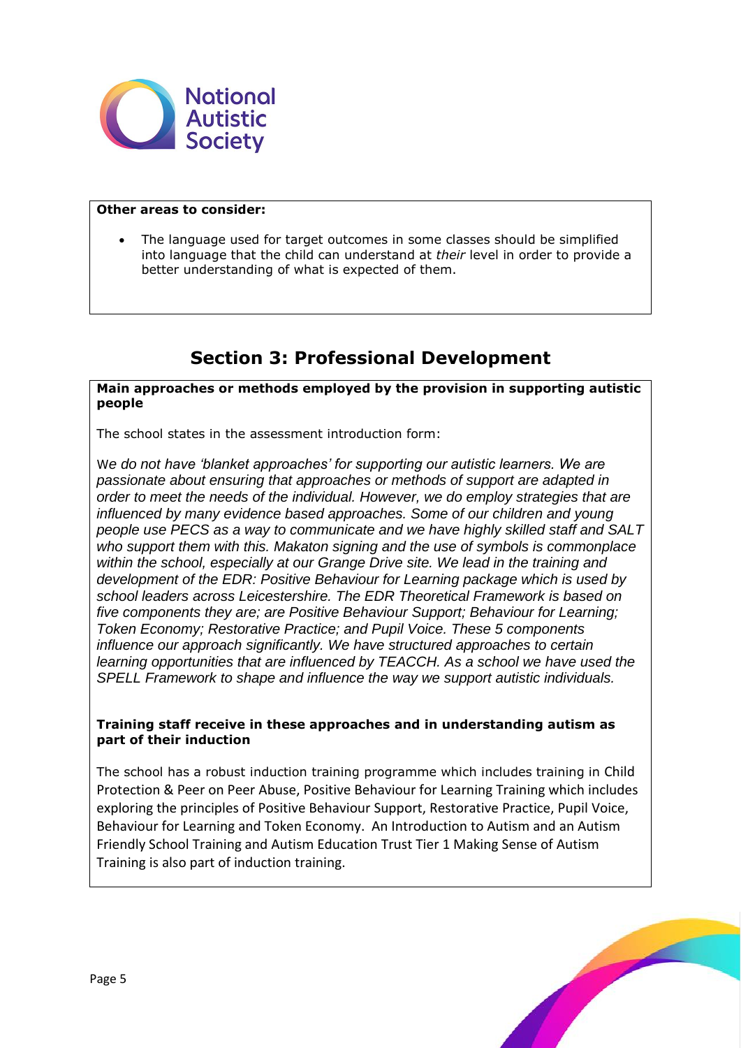**Other areas to consider:**

- The language used for target outcomes in some classes should be simplified into language that the child can understand at *their* level in order to provide a better understanding of what is expected of them.

## Section 3: Professional Development

**Main approaches or methods employed by the provision in supporting autistic people**

The school states in the assessment introduction form:

*We do not have 'blanket approaches' for supporting our autistic learners. We are passionate about ensuring that approaches or methods of support are adapted in order to meet the needs of the individual. However, we do employ strategies that are influenced by many evidence based approaches. Some of our children and young people use PECS as a way to communicate and we have highly skilled staff and SALT who support them with this. Makaton signing and the use of symbols is commonplace within the school, especially at our Grange Drive site. We lead in the training and development of the EDR: Positive Behaviour for Learning package which is used by school leaders across Leicestershire. The EDR Theoretical Framework is based on five components they are; are Positive Behaviour Support; Behaviour for Learning; Token Economy; Restorative Practice; and Pupil Voice. These 5 components influence our approach significantly. We have structured approaches to certain learning opportunities that are influenced by TEACCH. As a school we have used the SPELL Framework to shape and influence the way we support autistic individuals.*

**Training staff receive in these approaches and in understanding autism as part of their induction**

The school has a robust induction training programme which includes training in Child Protection & Peer on Peer Abuse, Positive Behaviour for Learning Training which includes exploring the principles of Positive Behaviour Support, Restorative Practice, Pupil Voice, Behaviour for Learning and Token Economy. An Introduction to Autism and an Autism Friendly School Training and Autism Education Trust Tier 1 Making Sense of Autism Training is also part of induction training.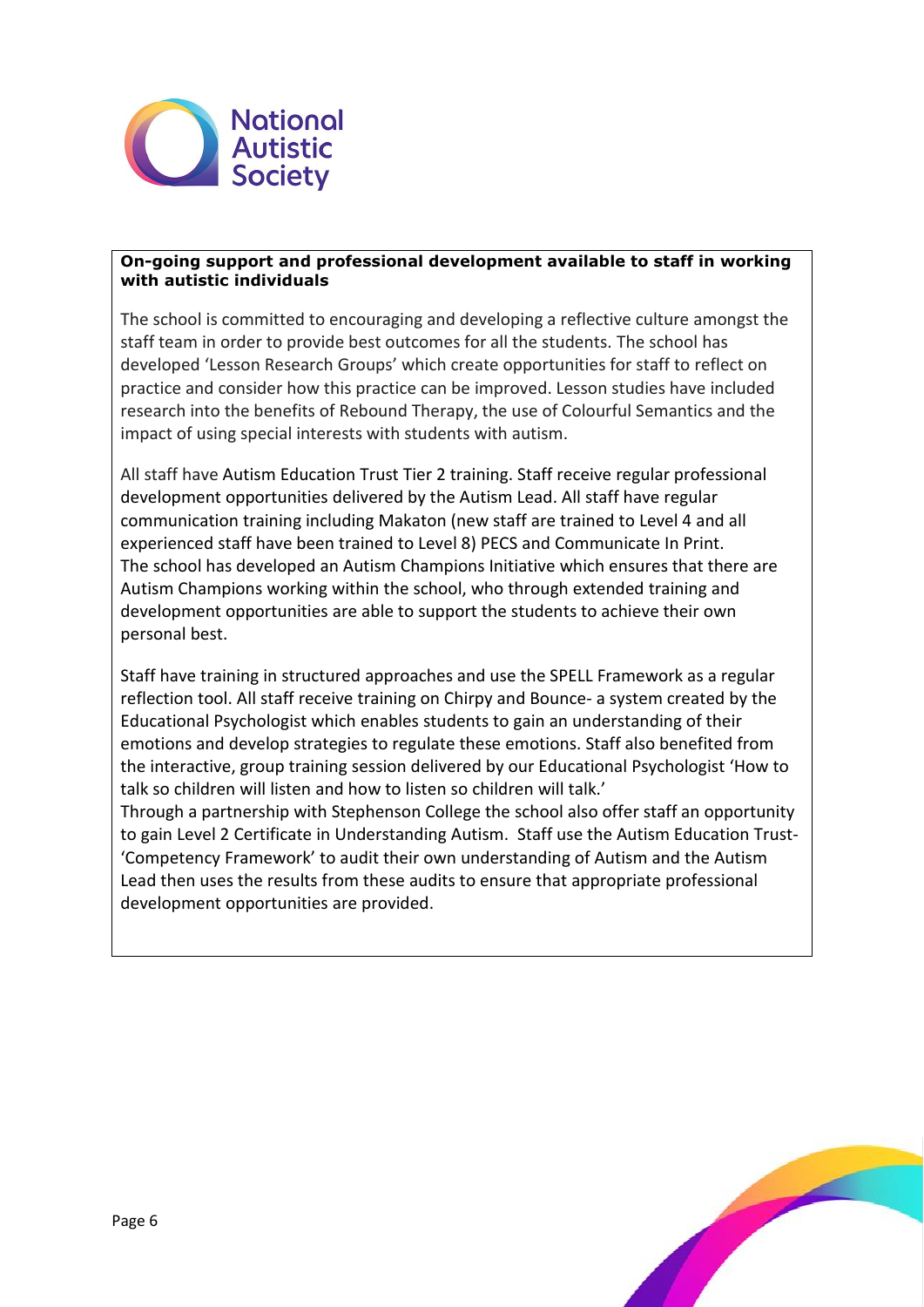**On-going support and professional development available to staff in working with autistic individuals**

The school is committed to encouraging and developing a reflective culture amongst the staff team in order to provide best outcomes for all the students. The school has developed 'Lesson Research Groups' which create opportunities for staff to reflect on practice and consider how this practice can be improved. Lesson studies have included research into the benefits of Rebound Therapy, the use of Colourful Semantics and the impact of using special interests with students with autism.

All staff have Autism Education Trust Tier 2 training. Staff receive regular professional development opportunities delivered by the Autism Lead. All staff have regular communication training including Makaton (new staff are trained to Level 4 and all experienced staff have been trained to Level 8) PECS and Communicate In Print. The school has developed an Autism Champions Initiative which ensures that there are Autism Champions working within the school, who through extended training and development opportunities are able to support the students to achieve their own personal best.

Staff have training in structured approaches and use the SPELL Framework as a regular reflection tool. All staff receive training on Chirpy and Bounce- a system created by the Educational Psychologist which enables students to gain an understanding of their emotions and develop strategies to regulate these emotions. Staff also benefited from the interactive, group training session delivered by our Educational Psychologist 'How to talk so children will listen and how to listen so children will talk.'
Through a partnership with Stephenson College the school also offer staff an opportunity to gain Level 2 Certificate in Understanding Autism. Staff use the Autism Education Trust- 'Competency Framework' to audit their own understanding of Autism and the Autism Lead then uses the results from these audits to ensure that appropriate professional development opportunities are provided.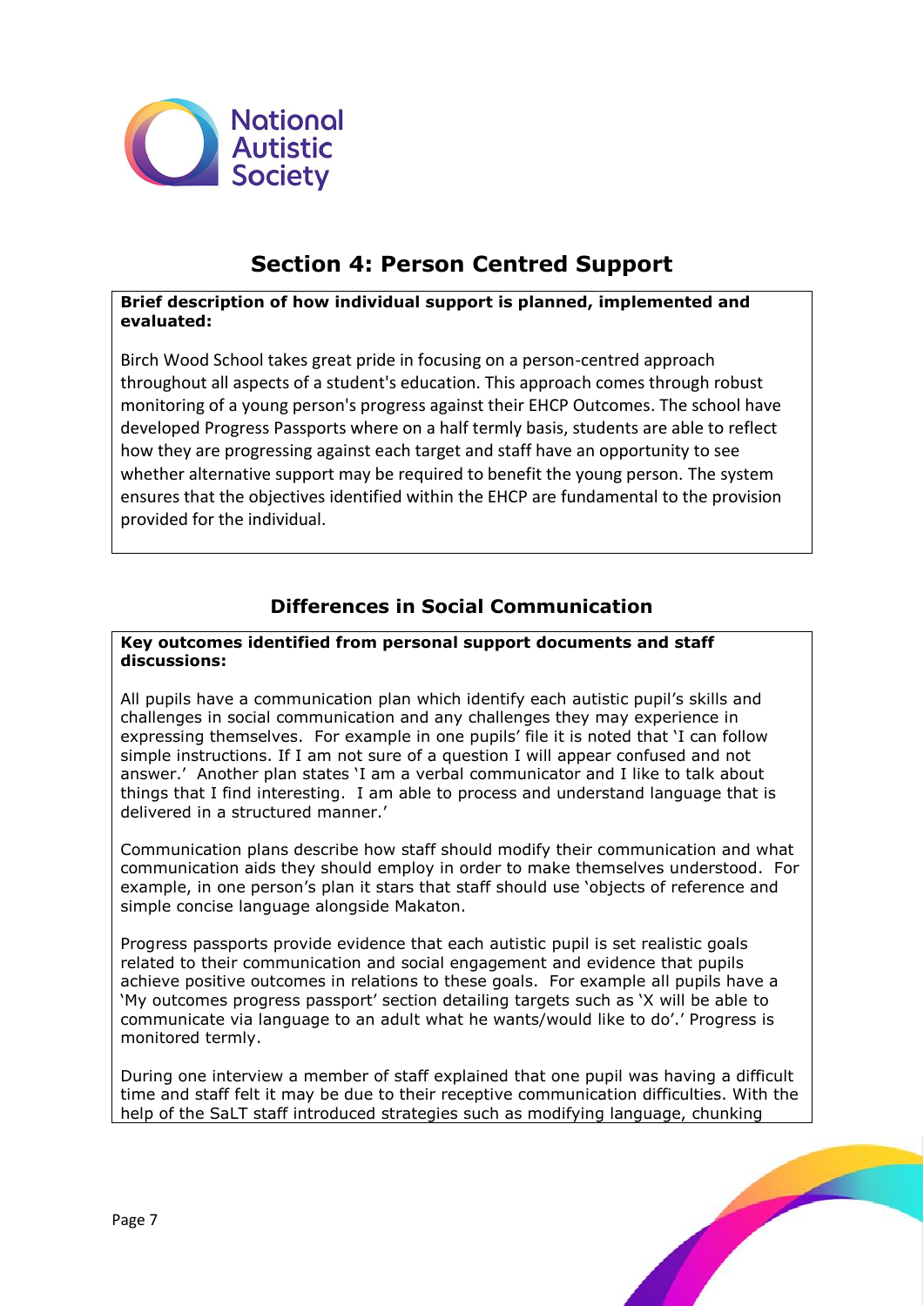## Section 4: Person Centred Support

**Brief description of how individual support is planned, implemented and evaluated:**

Birch Wood School takes great pride in focusing on a person-centred approach throughout all aspects of a student's education. This approach comes through robust monitoring of a young person's progress against their EHCP Outcomes. The school have developed Progress Passports where on a half termly basis, students are able to reflect how they are progressing against each target and staff have an opportunity to see whether alternative support may be required to benefit the young person. The system ensures that the objectives identified within the EHCP are fundamental to the provision provided for the individual.

### Differences in Social Communication

**Key outcomes identified from personal support documents and staff discussions:**

All pupils have a communication plan which identify each autistic pupil's skills and challenges in social communication and any challenges they may experience in expressing themselves. For example in one pupils' file it is noted that 'I can follow simple instructions. If I am not sure of a question I will appear confused and not answer.' Another plan states 'I am a verbal communicator and I like to talk about things that I find interesting. I am able to process and understand language that is delivered in a structured manner.'

Communication plans describe how staff should modify their communication and what communication aids they should employ in order to make themselves understood. For example, in one person's plan it stars that staff should use 'objects of reference and simple concise language alongside Makaton.

Progress passports provide evidence that each autistic pupil is set realistic goals related to their communication and social engagement and evidence that pupils achieve positive outcomes in relations to these goals. For example all pupils have a 'My outcomes progress passport' section detailing targets such as 'X will be able to communicate via language to an adult what he wants/would like to do'.' Progress is monitored termly.

During one interview a member of staff explained that one pupil was having a difficult time and staff felt it may be due to their receptive communication difficulties. With the help of the SaLT staff introduced strategies such as modifying language, chunking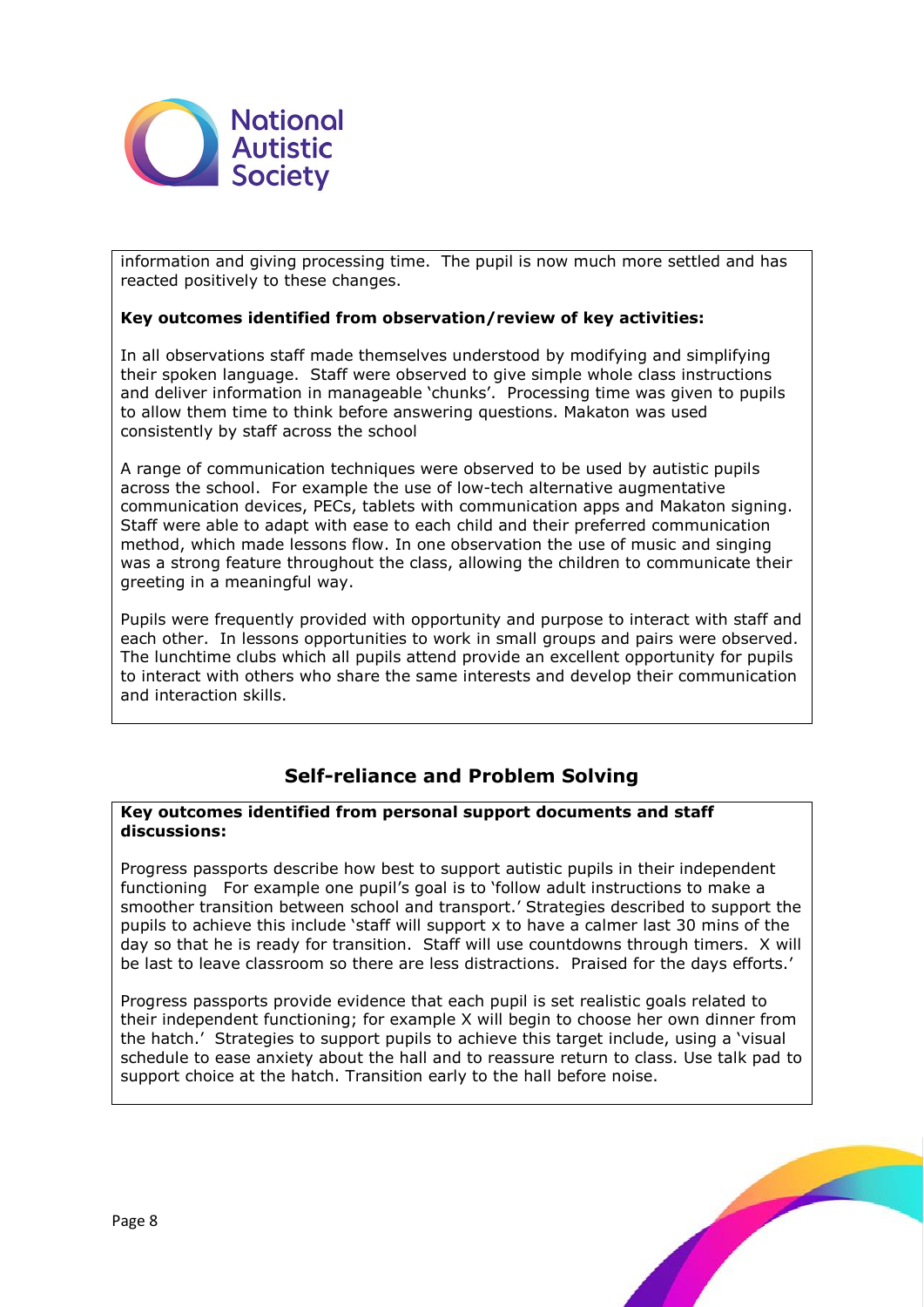information and giving processing time. The pupil is now much more settled and has reacted positively to these changes.

**Key outcomes identified from observation/review of key activities:**

In all observations staff made themselves understood by modifying and simplifying their spoken language. Staff were observed to give simple whole class instructions and deliver information in manageable 'chunks'. Processing time was given to pupils to allow them time to think before answering questions. Makaton was used consistently by staff across the school

A range of communication techniques were observed to be used by autistic pupils across the school. For example the use of low-tech alternative augmentative communication devices, PECs, tablets with communication apps and Makaton signing. Staff were able to adapt with ease to each child and their preferred communication method, which made lessons flow. In one observation the use of music and singing was a strong feature throughout the class, allowing the children to communicate their greeting in a meaningful way.

Pupils were frequently provided with opportunity and purpose to interact with staff and each other. In lessons opportunities to work in small groups and pairs were observed. The lunchtime clubs which all pupils attend provide an excellent opportunity for pupils to interact with others who share the same interests and develop their communication and interaction skills.

## Self-reliance and Problem Solving

**Key outcomes identified from personal support documents and staff discussions:**

Progress passports describe how best to support autistic pupils in their independent functioning For example one pupil's goal is to 'follow adult instructions to make a smoother transition between school and transport.' Strategies described to support the pupils to achieve this include 'staff will support x to have a calmer last 30 mins of the day so that he is ready for transition. Staff will use countdowns through timers. X will be last to leave classroom so there are less distractions. Praised for the days efforts.'

Progress passports provide evidence that each pupil is set realistic goals related to their independent functioning; for example X will begin to choose her own dinner from the hatch.' Strategies to support pupils to achieve this target include, using a 'visual schedule to ease anxiety about the hall and to reassure return to class. Use talk pad to support choice at the hatch. Transition early to the hall before noise.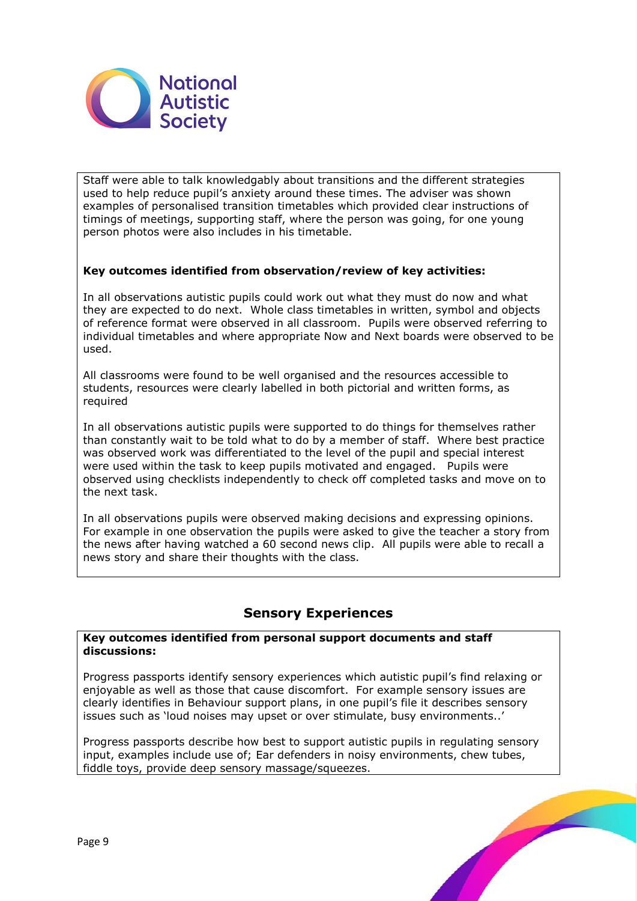Staff were able to talk knowledgably about transitions and the different strategies used to help reduce pupil's anxiety around these times. The adviser was shown examples of personalised transition timetables which provided clear instructions of timings of meetings, supporting staff, where the person was going, for one young person photos were also includes in his timetable.

**Key outcomes identified from observation/review of key activities:**

In all observations autistic pupils could work out what they must do now and what they are expected to do next. Whole class timetables in written, symbol and objects of reference format were observed in all classroom. Pupils were observed referring to individual timetables and where appropriate Now and Next boards were observed to be used.

All classrooms were found to be well organised and the resources accessible to students, resources were clearly labelled in both pictorial and written forms, as required

In all observations autistic pupils were supported to do things for themselves rather than constantly wait to be told what to do by a member of staff. Where best practice was observed work was differentiated to the level of the pupil and special interest were used within the task to keep pupils motivated and engaged. Pupils were observed using checklists independently to check off completed tasks and move on to the next task.

In all observations pupils were observed making decisions and expressing opinions. For example in one observation the pupils were asked to give the teacher a story from the news after having watched a 60 second news clip. All pupils were able to recall a news story and share their thoughts with the class.

## Sensory Experiences

**Key outcomes identified from personal support documents and staff discussions:**

Progress passports identify sensory experiences which autistic pupil's find relaxing or enjoyable as well as those that cause discomfort. For example sensory issues are clearly identifies in Behaviour support plans, in one pupil's file it describes sensory issues such as 'loud noises may upset or over stimulate, busy environments..'

Progress passports describe how best to support autistic pupils in regulating sensory input, examples include use of; Ear defenders in noisy environments, chew tubes, fiddle toys, provide deep sensory massage/squeezes.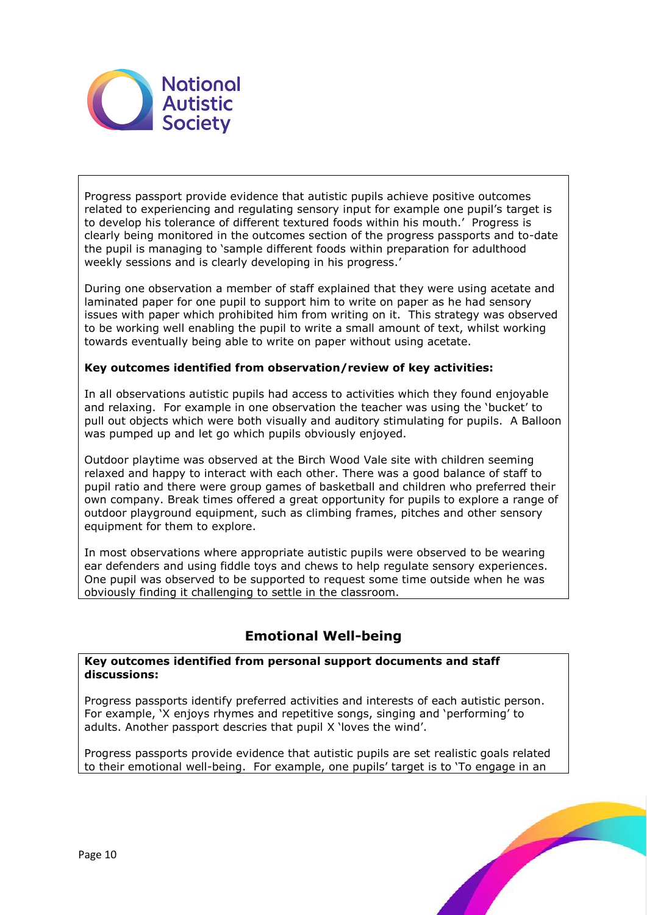Progress passport provide evidence that autistic pupils achieve positive outcomes related to experiencing and regulating sensory input for example one pupil's target is to develop his tolerance of different textured foods within his mouth.' Progress is clearly being monitored in the outcomes section of the progress passports and to-date the pupil is managing to 'sample different foods within preparation for adulthood weekly sessions and is clearly developing in his progress.'

During one observation a member of staff explained that they were using acetate and laminated paper for one pupil to support him to write on paper as he had sensory issues with paper which prohibited him from writing on it. This strategy was observed to be working well enabling the pupil to write a small amount of text, whilst working towards eventually being able to write on paper without using acetate.

**Key outcomes identified from observation/review of key activities:**

In all observations autistic pupils had access to activities which they found enjoyable and relaxing. For example in one observation the teacher was using the 'bucket' to pull out objects which were both visually and auditory stimulating for pupils. A Balloon was pumped up and let go which pupils obviously enjoyed.

Outdoor playtime was observed at the Birch Wood Vale site with children seeming relaxed and happy to interact with each other. There was a good balance of staff to pupil ratio and there were group games of basketball and children who preferred their own company. Break times offered a great opportunity for pupils to explore a range of outdoor playground equipment, such as climbing frames, pitches and other sensory equipment for them to explore.

In most observations where appropriate autistic pupils were observed to be wearing ear defenders and using fiddle toys and chews to help regulate sensory experiences. One pupil was observed to be supported to request some time outside when he was obviously finding it challenging to settle in the classroom.

## Emotional Well-being

**Key outcomes identified from personal support documents and staff discussions:**

Progress passports identify preferred activities and interests of each autistic person. For example, 'X enjoys rhymes and repetitive songs, singing and 'performing' to adults. Another passport descries that pupil X 'loves the wind'.

Progress passports provide evidence that autistic pupils are set realistic goals related to their emotional well-being. For example, one pupils' target is to 'To engage in an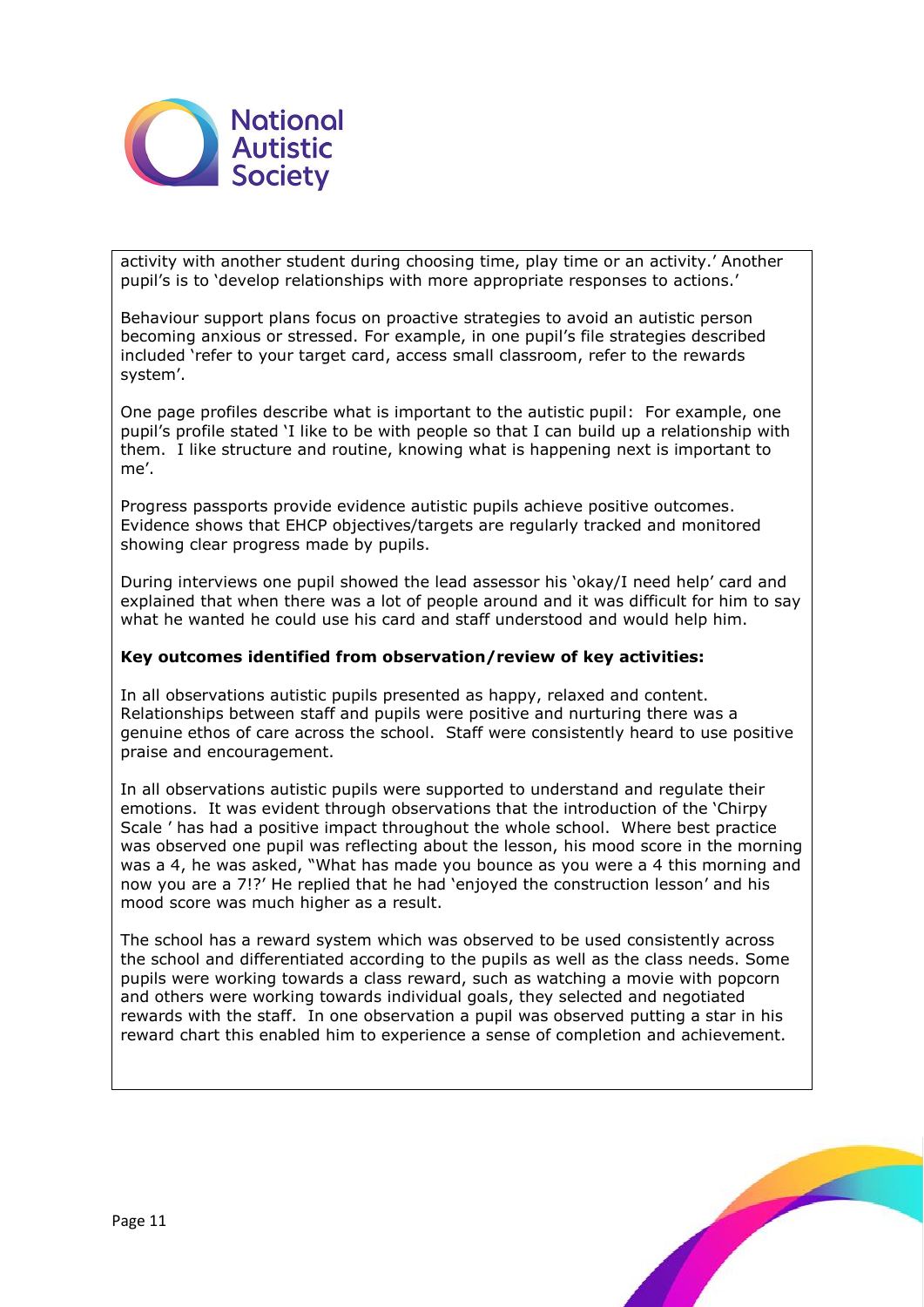activity with another student during choosing time, play time or an activity.' Another pupil's is to 'develop relationships with more appropriate responses to actions.'

Behaviour support plans focus on proactive strategies to avoid an autistic person becoming anxious or stressed. For example, in one pupil's file strategies described included 'refer to your target card, access small classroom, refer to the rewards system'.

One page profiles describe what is important to the autistic pupil: For example, one pupil's profile stated 'I like to be with people so that I can build up a relationship with them. I like structure and routine, knowing what is happening next is important to me'.

Progress passports provide evidence autistic pupils achieve positive outcomes. Evidence shows that EHCP objectives/targets are regularly tracked and monitored showing clear progress made by pupils.

During interviews one pupil showed the lead assessor his 'okay/I need help' card and explained that when there was a lot of people around and it was difficult for him to say what he wanted he could use his card and staff understood and would help him.

**Key outcomes identified from observation/review of key activities:**

In all observations autistic pupils presented as happy, relaxed and content. Relationships between staff and pupils were positive and nurturing there was a genuine ethos of care across the school. Staff were consistently heard to use positive praise and encouragement.

In all observations autistic pupils were supported to understand and regulate their emotions. It was evident through observations that the introduction of the 'Chirpy Scale ' has had a positive impact throughout the whole school. Where best practice was observed one pupil was reflecting about the lesson, his mood score in the morning was a 4, he was asked, "What has made you bounce as you were a 4 this morning and now you are a 7!?' He replied that he had 'enjoyed the construction lesson' and his mood score was much higher as a result.

The school has a reward system which was observed to be used consistently across the school and differentiated according to the pupils as well as the class needs. Some pupils were working towards a class reward, such as watching a movie with popcorn and others were working towards individual goals, they selected and negotiated rewards with the staff. In one observation a pupil was observed putting a star in his reward chart this enabled him to experience a sense of completion and achievement.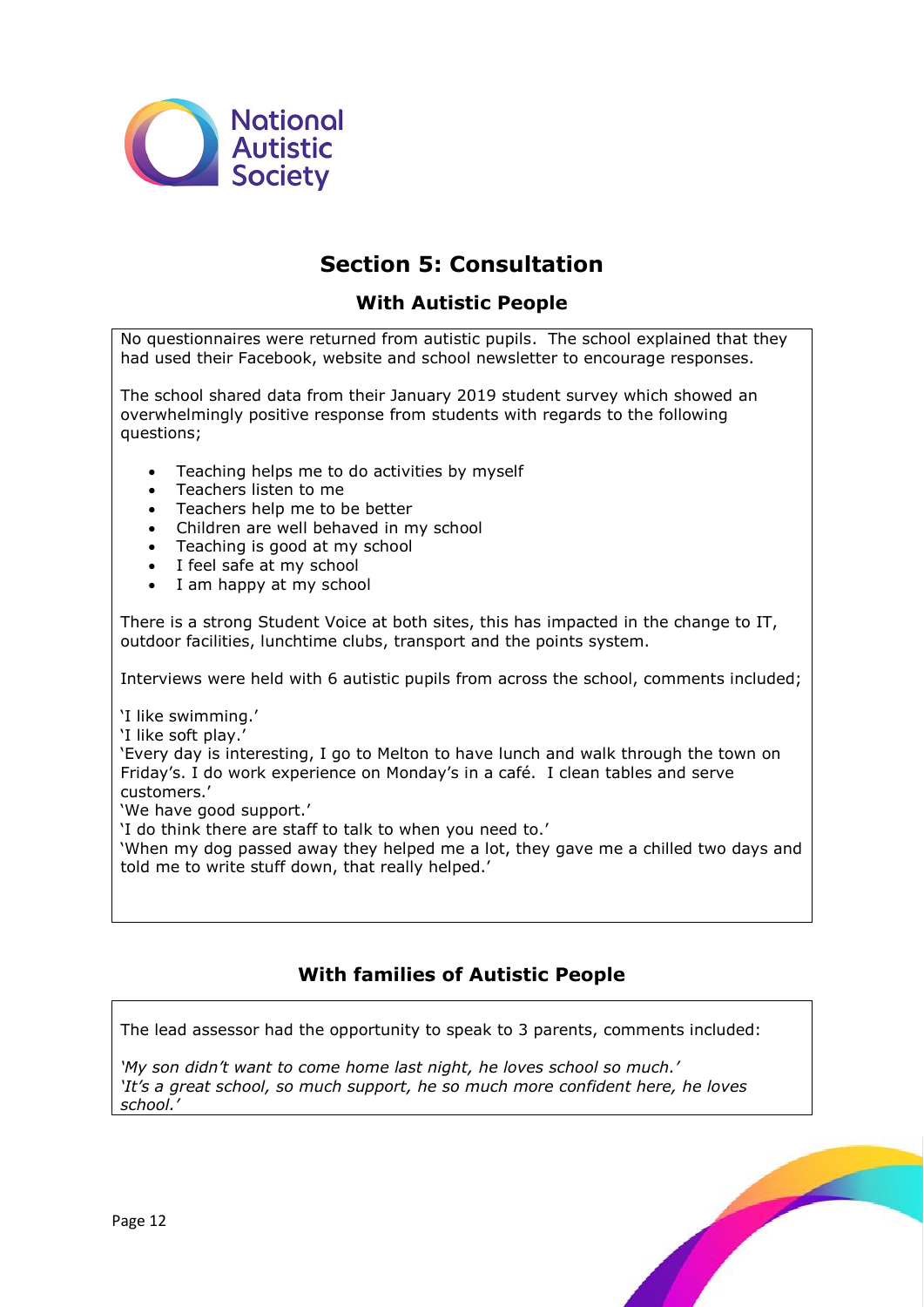# Section 5: Consultation

## With Autistic People

No questionnaires were returned from autistic pupils. The school explained that they had used their Facebook, website and school newsletter to encourage responses.

The school shared data from their January 2019 student survey which showed an overwhelmingly positive response from students with regards to the following questions;

- Teaching helps me to do activities by myself
- Teachers listen to me
- Teachers help me to be better
- Children are well behaved in my school
- Teaching is good at my school
- I feel safe at my school
- I am happy at my school

There is a strong Student Voice at both sites, this has impacted in the change to IT, outdoor facilities, lunchtime clubs, transport and the points system.

Interviews were held with 6 autistic pupils from across the school, comments included;

'I like swimming.'
'I like soft play.'
'Every day is interesting, I go to Melton to have lunch and walk through the town on Friday's. I do work experience on Monday's in a café. I clean tables and serve customers.'
'We have good support.'
'I do think there are staff to talk to when you need to.'
'When my dog passed away they helped me a lot, they gave me a chilled two days and told me to write stuff down, that really helped.'

## With families of Autistic People

The lead assessor had the opportunity to speak to 3 parents, comments included:

*'My son didn't want to come home last night, he loves school so much.'*
*'It's a great school, so much support, he so much more confident here, he loves school.'*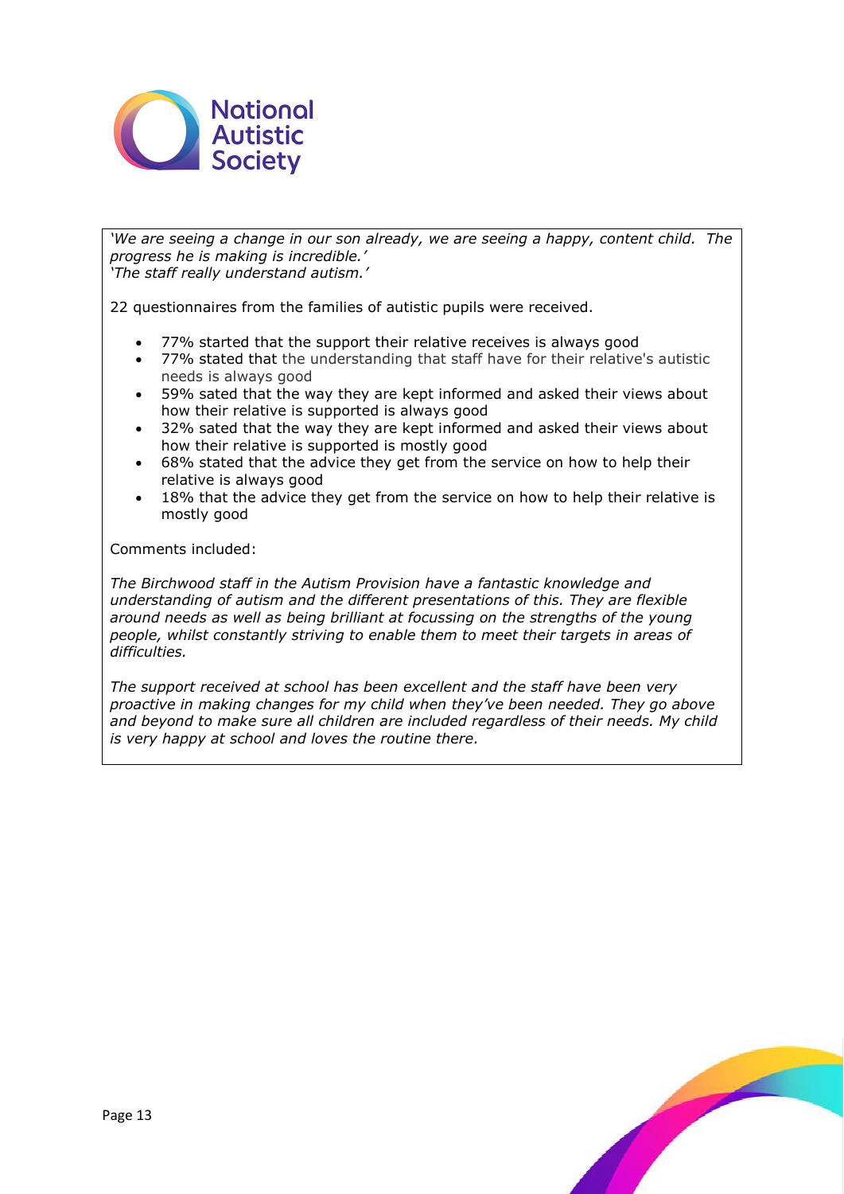*'We are seeing a change in our son already, we are seeing a happy, content child. The progress he is making is incredible.'*
*'The staff really understand autism.'*

22 questionnaires from the families of autistic pupils were received.

- 77% started that the support their relative receives is always good
- 77% stated that the understanding that staff have for their relative's autistic needs is always good
- 59% sated that the way they are kept informed and asked their views about how their relative is supported is always good
- 32% sated that the way they are kept informed and asked their views about how their relative is supported is mostly good
- 68% stated that the advice they get from the service on how to help their relative is always good
- 18% that the advice they get from the service on how to help their relative is mostly good

Comments included:

*The Birchwood staff in the Autism Provision have a fantastic knowledge and understanding of autism and the different presentations of this. They are flexible around needs as well as being brilliant at focussing on the strengths of the young people, whilst constantly striving to enable them to meet their targets in areas of difficulties.*

*The support received at school has been excellent and the staff have been very proactive in making changes for my child when they've been needed. They go above and beyond to make sure all children are included regardless of their needs. My child is very happy at school and loves the routine there.*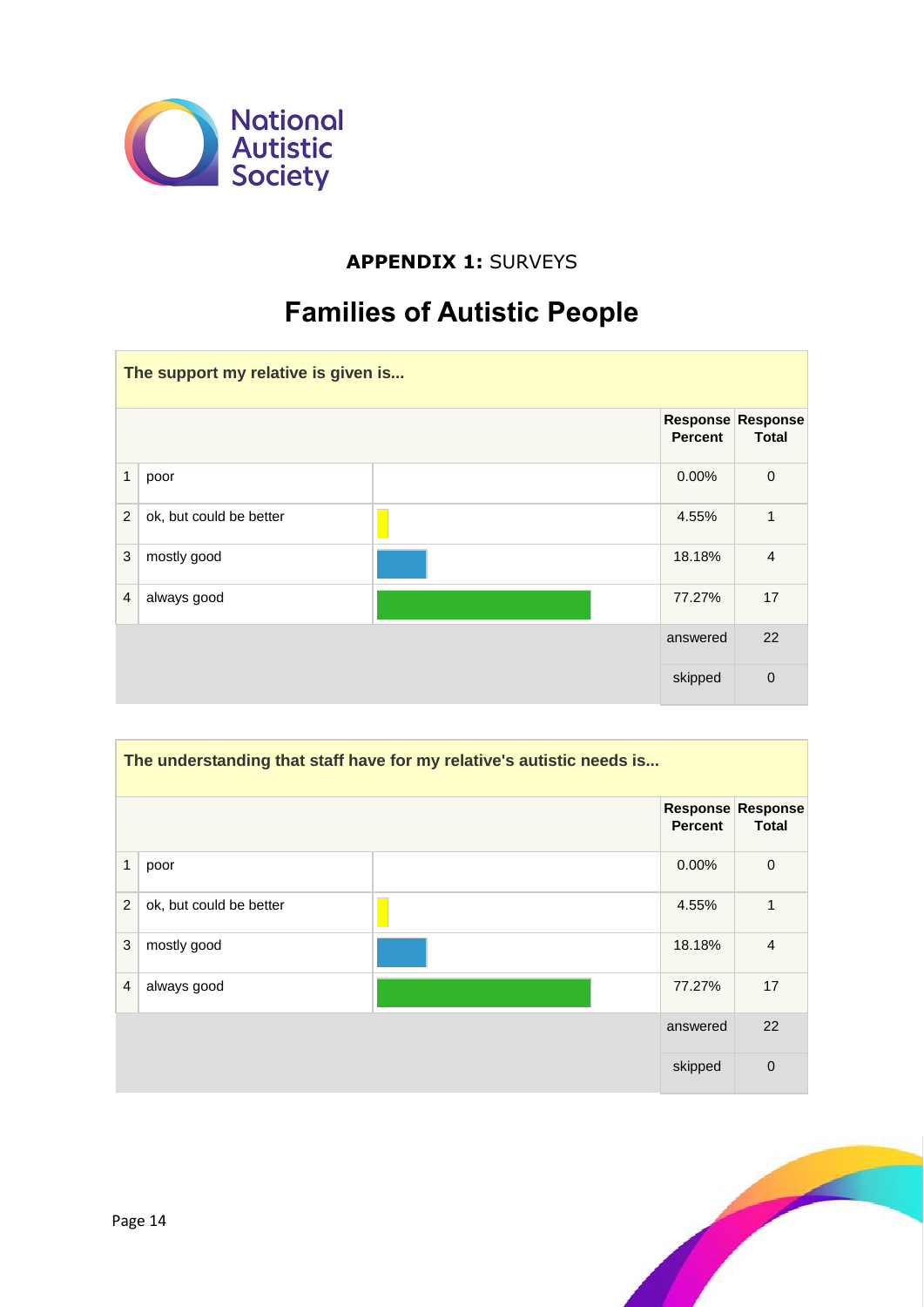**APPENDIX 1:** SURVEYS

# Families of Autistic People

**The support my relative is given is...**

| | | Response Percent | Response Total |
|---|---|---|---|
| 1 | poor | 0.00% | 0 |
| 2 | ok, but could be better | 4.55% | 1 |
| 3 | mostly good | 18.18% | 4 |
| 4 | always good | 77.27% | 17 |
| | | answered | 22 |
| | | skipped | 0 |

**The understanding that staff have for my relative's autistic needs is...**

| | | Response Percent | Response Total |
|---|---|---|---|
| 1 | poor | 0.00% | 0 |
| 2 | ok, but could be better | 4.55% | 1 |
| 3 | mostly good | 18.18% | 4 |
| 4 | always good | 77.27% | 17 |
| | | answered | 22 |
| | | skipped | 0 |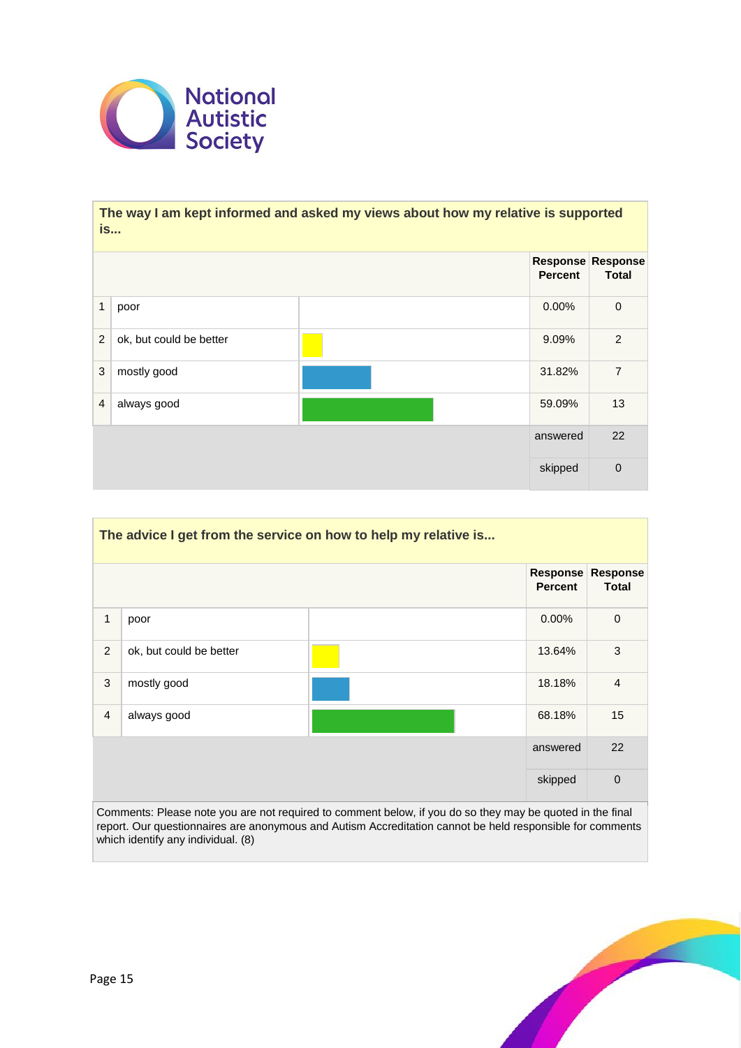National Autistic Society

| The way I am kept informed and asked my views about how my relative is supported is... | | | | |
|---|---|---|---|---|
| | | | Response Percent | Response Total |
| 1 | poor | | 0.00% | 0 |
| 2 | ok, but could be better | | 9.09% | 2 |
| 3 | mostly good | | 31.82% | 7 |
| 4 | always good | | 59.09% | 13 |
| | | | answered | 22 |
| | | | skipped | 0 |

| The advice I get from the service on how to help my relative is... | | | | |
|---|---|---|---|---|
| | | | Response Percent | Response Total |
| 1 | poor | | 0.00% | 0 |
| 2 | ok, but could be better | | 13.64% | 3 |
| 3 | mostly good | | 18.18% | 4 |
| 4 | always good | | 68.18% | 15 |
| | | | answered | 22 |
| | | | skipped | 0 |

Comments: Please note you are not required to comment below, if you do so they may be quoted in the final report. Our questionnaires are anonymous and Autism Accreditation cannot be held responsible for comments which identify any individual. (8)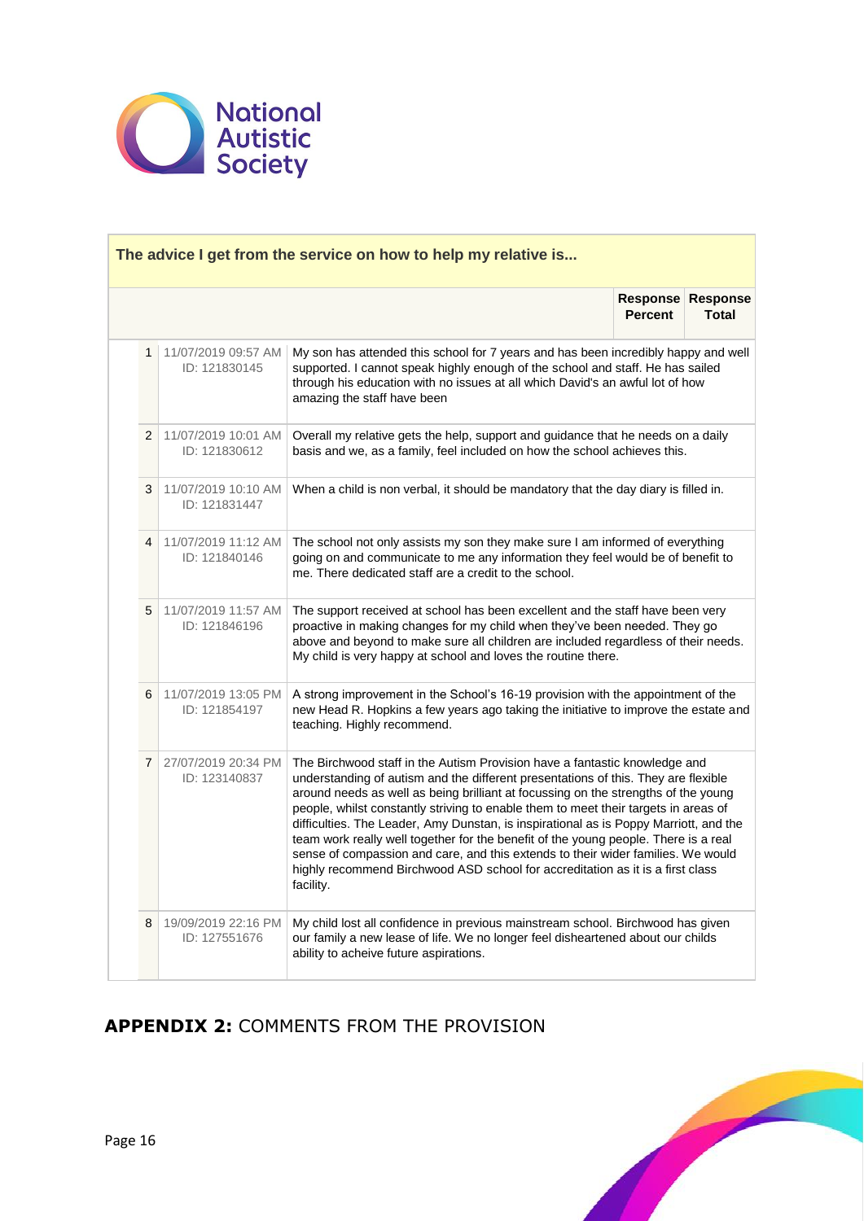| The advice I get from the service on how to help my relative is... | | | | |
|---|---|---|---|---|
| | | | Response Percent | Response Total |
| 1 | 11/07/2019 09:57 AM ID: 121830145 | My son has attended this school for 7 years and has been incredibly happy and well supported. I cannot speak highly enough of the school and staff. He has sailed through his education with no issues at all which David's an awful lot of how amazing the staff have been | | |
| 2 | 11/07/2019 10:01 AM ID: 121830612 | Overall my relative gets the help, support and guidance that he needs on a daily basis and we, as a family, feel included on how the school achieves this. | | |
| 3 | 11/07/2019 10:10 AM ID: 121831447 | When a child is non verbal, it should be mandatory that the day diary is filled in. | | |
| 4 | 11/07/2019 11:12 AM ID: 121840146 | The school not only assists my son they make sure I am informed of everything going on and communicate to me any information they feel would be of benefit to me. There dedicated staff are a credit to the school. | | |
| 5 | 11/07/2019 11:57 AM ID: 121846196 | The support received at school has been excellent and the staff have been very proactive in making changes for my child when they've been needed. They go above and beyond to make sure all children are included regardless of their needs. My child is very happy at school and loves the routine there. | | |
| 6 | 11/07/2019 13:05 PM ID: 121854197 | A strong improvement in the School's 16-19 provision with the appointment of the new Head R. Hopkins a few years ago taking the initiative to improve the estate and teaching. Highly recommend. | | |
| 7 | 27/07/2019 20:34 PM ID: 123140837 | The Birchwood staff in the Autism Provision have a fantastic knowledge and understanding of autism and the different presentations of this. They are flexible around needs as well as being brilliant at focussing on the strengths of the young people, whilst constantly striving to enable them to meet their targets in areas of difficulties. The Leader, Amy Dunstan, is inspirational as is Poppy Marriott, and the team work really well together for the benefit of the young people. There is a real sense of compassion and care, and this extends to their wider families. We would highly recommend Birchwood ASD school for accreditation as it is a first class facility. | | |
| 8 | 19/09/2019 22:16 PM ID: 127551676 | My child lost all confidence in previous mainstream school. Birchwood has given our family a new lease of life. We no longer feel disheartened about our childs ability to acheive future aspirations. | | |

## **APPENDIX 2:** COMMENTS FROM THE PROVISION